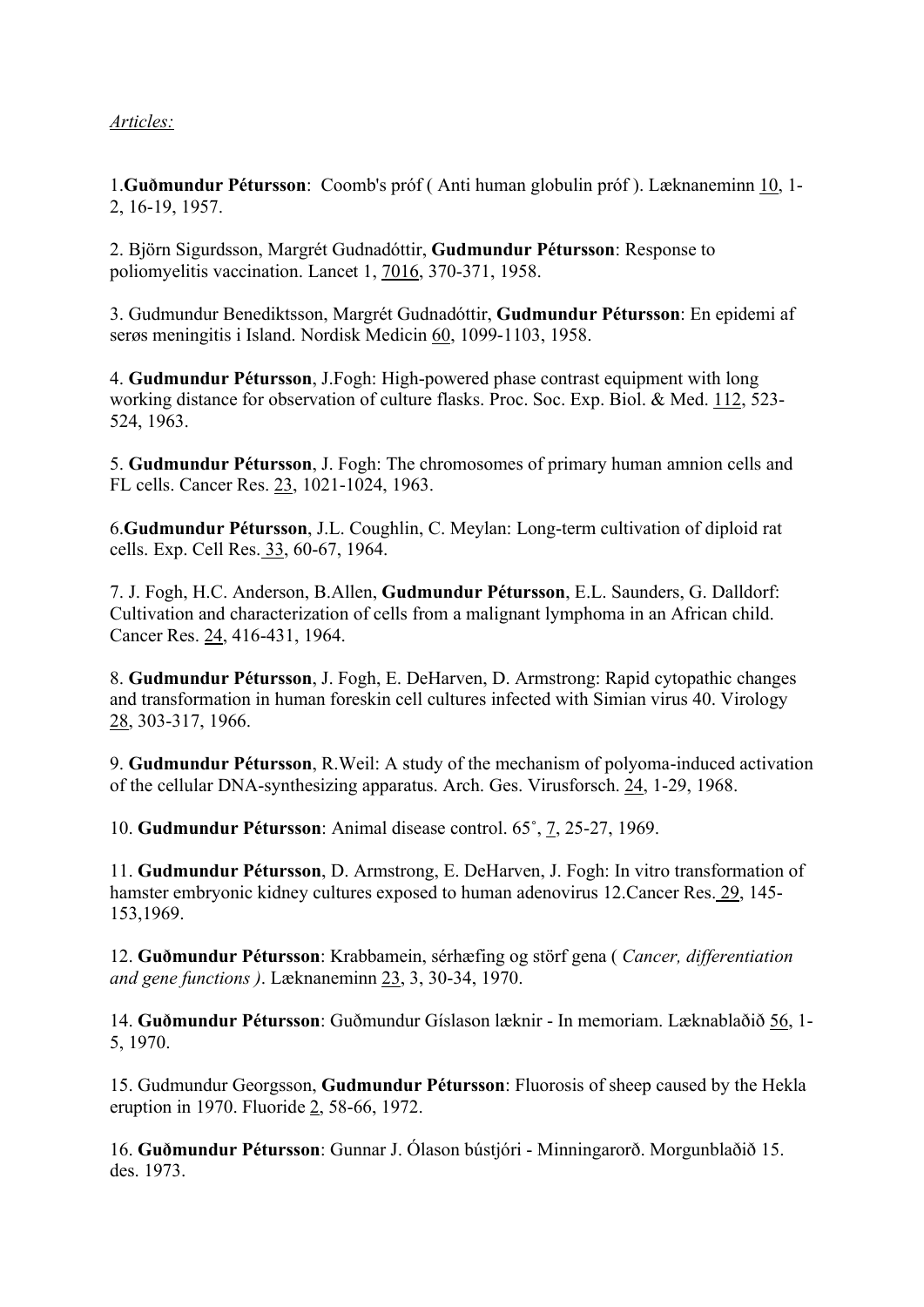*Articles:*

1.**Guðmundur Pétursson**: Coomb's próf ( Anti human globulin próf ). Læknaneminn 10, 1-2, 16-19, 1957.

2. Björn Sigurdsson, Margrét Gudnadóttir, **Gudmundur Pétursson**: Response to poliomyelitis vaccination. Lancet 1, 7016, 370-371, 1958.

3. Gudmundur Benediktsson, Margrét Gudnadóttir, **Gudmundur Pétursson**: En epidemi af serøs meningitis i Island. Nordisk Medicin 60, 1099-1103, 1958.

4. **Gudmundur Pétursson**, J.Fogh: High-powered phase contrast equipment with long working distance for observation of culture flasks. Proc. Soc. Exp. Biol. & Med. 112, 523-524, 1963.

5. **Gudmundur Pétursson**, J. Fogh: The chromosomes of primary human amnion cells and FL cells. Cancer Res. 23, 1021-1024, 1963.

6.**Gudmundur Pétursson**, J.L. Coughlin, C. Meylan: Long-term cultivation of diploid rat cells. Exp. Cell Res. 33, 60-67, 1964.

7. J. Fogh, H.C. Anderson, B.Allen, **Gudmundur Pétursson**, E.L. Saunders, G. Dalldorf: Cultivation and characterization of cells from a malignant lymphoma in an African child. Cancer Res. 24, 416-431, 1964.

8. **Gudmundur Pétursson**, J. Fogh, E. DeHarven, D. Armstrong: Rapid cytopathic changes and transformation in human foreskin cell cultures infected with Simian virus 40. Virology 28, 303-317, 1966.

9. **Gudmundur Pétursson**, R.Weil: A study of the mechanism of polyoma-induced activation of the cellular DNA-synthesizing apparatus. Arch. Ges. Virusforsch. 24, 1-29, 1968.

10. **Gudmundur Pétursson**: Animal disease control. 65˚, 7, 25-27, 1969.

11. **Gudmundur Pétursson**, D. Armstrong, E. DeHarven, J. Fogh: In vitro transformation of hamster embryonic kidney cultures exposed to human adenovirus 12.Cancer Res. 29, 145-153,1969.

12. **Guðmundur Pétursson**: Krabbamein, sérhæfing og störf gena ( *Cancer, differentiation and gene functions )*. Læknaneminn 23, 3, 30-34, 1970.

14. **Guðmundur Pétursson**: Guðmundur Gíslason læknir - In memoriam. Læknablaðið 56, 1-5, 1970.

15. Gudmundur Georgsson, **Gudmundur Pétursson**: Fluorosis of sheep caused by the Hekla eruption in 1970. Fluoride 2, 58-66, 1972.

16. **Guðmundur Pétursson**: Gunnar J. Ólason bústjóri - Minningarorð. Morgunblaðið 15. des. 1973.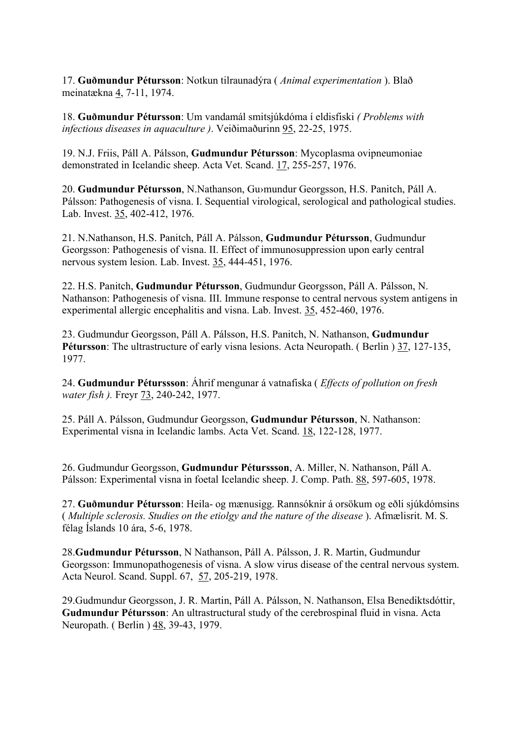17. **Guðmundur Pétursson**: Notkun tilraunadýra ( *Animal experimentation* ). Blað meinatækna 4, 7-11, 1974.

18. **Guðmundur Pétursson**: Um vandamál smitsjúkdóma í eldisfiski *( Problems with infectious diseases in aquaculture )*. Veiðimaðurinn 95, 22-25, 1975.

19. N.J. Friis, Páll A. Pálsson, **Gudmundur Pétursson**: Mycoplasma ovipneumoniae demonstrated in Icelandic sheep. Acta Vet. Scand. 17, 255-257, 1976.

20. **Gudmundur Pétursson**, N.Nathanson, Gu›mundur Georgsson, H.S. Panitch, Páll A. Pálsson: Pathogenesis of visna. I. Sequential virological, serological and pathological studies. Lab. Invest. 35, 402-412, 1976.

21. N.Nathanson, H.S. Panitch, Páll A. Pálsson, **Gudmundur Pétursson**, Gudmundur Georgsson: Pathogenesis of visna. II. Effect of immunosuppression upon early central nervous system lesion. Lab. Invest. 35, 444-451, 1976.

22. H.S. Panitch, **Gudmundur Pétursson**, Gudmundur Georgsson, Páll A. Pálsson, N. Nathanson: Pathogenesis of visna. III. Immune response to central nervous system antigens in experimental allergic encephalitis and visna. Lab. Invest. 35, 452-460, 1976.

23. Gudmundur Georgsson, Páll A. Pálsson, H.S. Panitch, N. Nathanson, **Gudmundur Pétursson**: The ultrastructure of early visna lesions. Acta Neuropath. ( Berlin ) 37, 127-135, 1977.

24. **Gudmundur Péturssson**: Áhrif mengunar á vatnafiska ( *Effects of pollution on fresh water fish ).* Freyr 73, 240-242, 1977.

25. Páll A. Pálsson, Gudmundur Georgsson, **Gudmundur Pétursson**, N. Nathanson: Experimental visna in Icelandic lambs. Acta Vet. Scand. 18, 122-128, 1977.

26. Gudmundur Georgsson, **Gudmundur Péturssson**, A. Miller, N. Nathanson, Páll A. Pálsson: Experimental visna in foetal Icelandic sheep. J. Comp. Path. 88, 597-605, 1978.

27. **Guðmundur Pétursson**: Heila- og mænusigg. Rannsóknir á orsökum og eðli sjúkdómsins ( *Multiple sclerosis. Studies on the etiolgy and the nature of the disease* ). Afmælisrit. M. S. félag Íslands 10 ára, 5-6, 1978.

28.**Gudmundur Pétursson**, N Nathanson, Páll A. Pálsson, J. R. Martin, Gudmundur Georgsson: Immunopathogenesis of visna. A slow virus disease of the central nervous system. Acta Neurol. Scand. Suppl. 67, 57, 205-219, 1978.

29.Gudmundur Georgsson, J. R. Martin, Páll A. Pálsson, N. Nathanson, Elsa Benediktsdóttir, **Gudmundur Pétursson**: An ultrastructural study of the cerebrospinal fluid in visna. Acta Neuropath. ( Berlin ) 48, 39-43, 1979.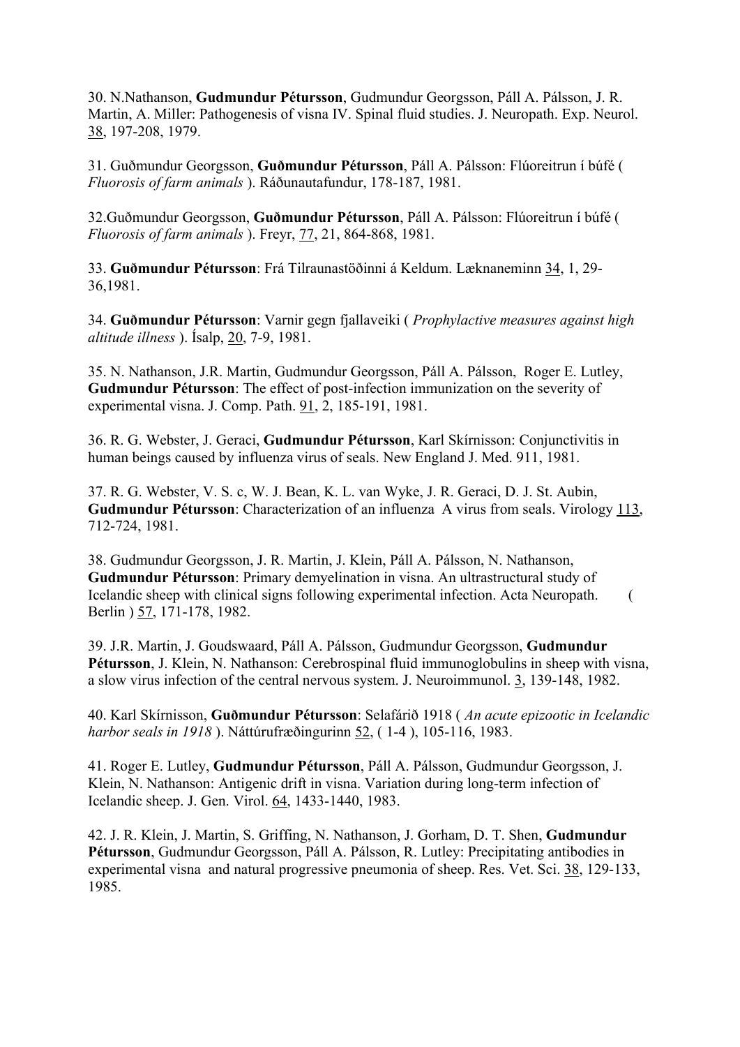30. N.Nathanson, **Gudmundur Pétursson**, Gudmundur Georgsson, Páll A. Pálsson, J. R. Martin, A. Miller: Pathogenesis of visna IV. Spinal fluid studies. J. Neuropath. Exp. Neurol. 38, 197-208, 1979.

31. Guðmundur Georgsson, **Guðmundur Pétursson**, Páll A. Pálsson: Flúoreitrun í búfé ( *Fluorosis of farm animals* ). Ráðunautafundur, 178-187, 1981.

32.Guðmundur Georgsson, **Guðmundur Pétursson**, Páll A. Pálsson: Flúoreitrun í búfé ( *Fluorosis of farm animals* ). Freyr, 77, 21, 864-868, 1981.

33. **Guðmundur Pétursson**: Frá Tilraunastöðinni á Keldum. Læknaneminn 34, 1, 29-36,1981.

34. **Guðmundur Pétursson**: Varnir gegn fjallaveiki ( *Prophylactive measures against high altitude illness* ). Ísalp, 20, 7-9, 1981.

35. N. Nathanson, J.R. Martin, Gudmundur Georgsson, Páll A. Pálsson, Roger E. Lutley, **Gudmundur Pétursson**: The effect of post-infection immunization on the severity of experimental visna. J. Comp. Path. 91, 2, 185-191, 1981.

36. R. G. Webster, J. Geraci, **Gudmundur Pétursson**, Karl Skírnisson: Conjunctivitis in human beings caused by influenza virus of seals. New England J. Med. 911, 1981.

37. R. G. Webster, V. S. c, W. J. Bean, K. L. van Wyke, J. R. Geraci, D. J. St. Aubin, **Gudmundur Pétursson**: Characterization of an influenza A virus from seals. Virology 113, 712-724, 1981.

38. Gudmundur Georgsson, J. R. Martin, J. Klein, Páll A. Pálsson, N. Nathanson, **Gudmundur Pétursson**: Primary demyelination in visna. An ultrastructural study of Icelandic sheep with clinical signs following experimental infection. Acta Neuropath. ( Berlin ) 57, 171-178, 1982.

39. J.R. Martin, J. Goudswaard, Páll A. Pálsson, Gudmundur Georgsson, **Gudmundur Pétursson**, J. Klein, N. Nathanson: Cerebrospinal fluid immunoglobulins in sheep with visna, a slow virus infection of the central nervous system. J. Neuroimmunol. 3, 139-148, 1982.

40. Karl Skírnisson, **Guðmundur Pétursson**: Selafárið 1918 ( *An acute epizootic in Icelandic harbor seals in 1918* ). Náttúrufræðingurinn 52, ( 1-4 ), 105-116, 1983.

41. Roger E. Lutley, **Gudmundur Pétursson**, Páll A. Pálsson, Gudmundur Georgsson, J. Klein, N. Nathanson: Antigenic drift in visna. Variation during long-term infection of Icelandic sheep. J. Gen. Virol. 64, 1433-1440, 1983.

42. J. R. Klein, J. Martin, S. Griffing, N. Nathanson, J. Gorham, D. T. Shen, **Gudmundur Pétursson**, Gudmundur Georgsson, Páll A. Pálsson, R. Lutley: Precipitating antibodies in experimental visna and natural progressive pneumonia of sheep. Res. Vet. Sci. 38, 129-133, 1985.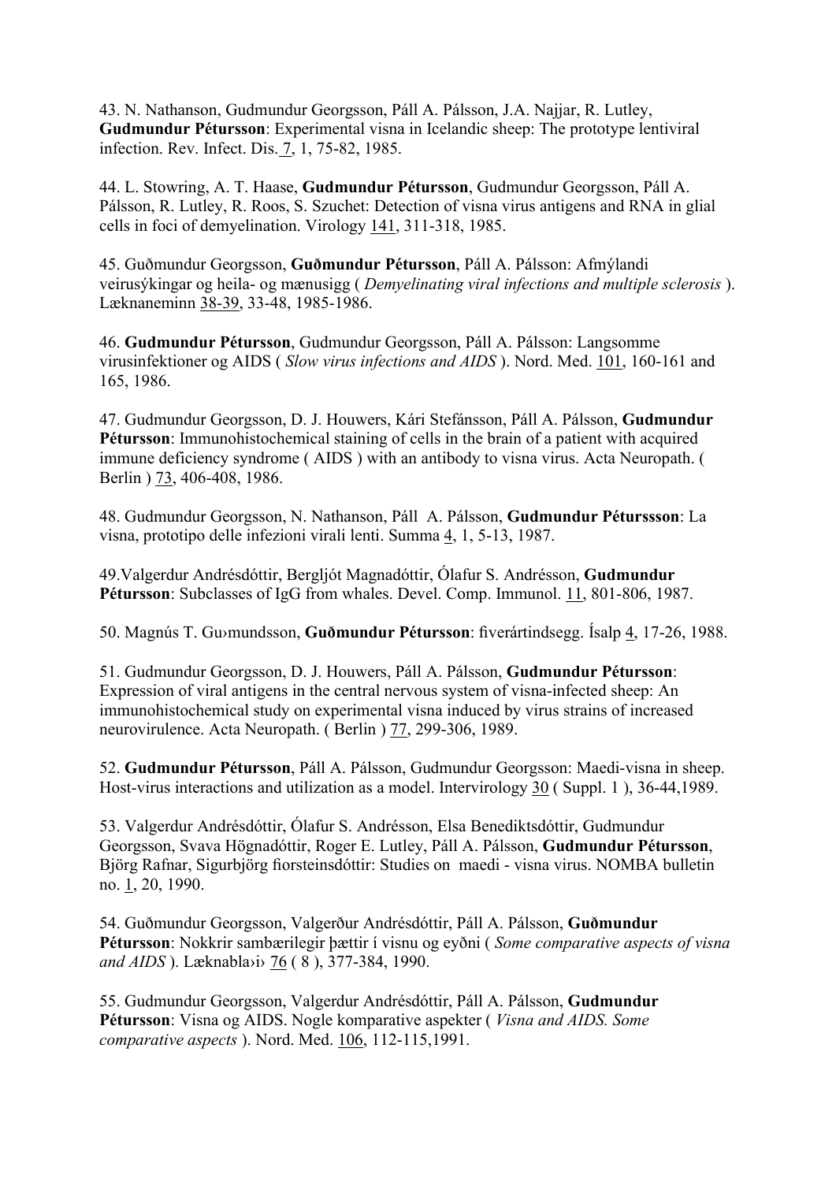43. N. Nathanson, Gudmundur Georgsson, Páll A. Pálsson, J.A. Najjar, R. Lutley, **Gudmundur Pétursson**: Experimental visna in Icelandic sheep: The prototype lentiviral infection. Rev. Infect. Dis. 7, 1, 75-82, 1985.

44. L. Stowring, A. T. Haase, **Gudmundur Pétursson**, Gudmundur Georgsson, Páll A. Pálsson, R. Lutley, R. Roos, S. Szuchet: Detection of visna virus antigens and RNA in glial cells in foci of demyelination. Virology 141, 311-318, 1985.

45. Guðmundur Georgsson, **Guðmundur Pétursson**, Páll A. Pálsson: Afmýlandi veirusýkingar og heila- og mænusigg ( *Demyelinating viral infections and multiple sclerosis* ). Læknaneminn 38-39, 33-48, 1985-1986.

46. **Gudmundur Pétursson**, Gudmundur Georgsson, Páll A. Pálsson: Langsomme virusinfektioner og AIDS ( *Slow virus infections and AIDS* ). Nord. Med. 101, 160-161 and 165, 1986.

47. Gudmundur Georgsson, D. J. Houwers, Kári Stefánsson, Páll A. Pálsson, **Gudmundur Pétursson**: Immunohistochemical staining of cells in the brain of a patient with acquired immune deficiency syndrome ( AIDS ) with an antibody to visna virus. Acta Neuropath. ( Berlin ) 73, 406-408, 1986.

48. Gudmundur Georgsson, N. Nathanson, Páll A. Pálsson, **Gudmundur Pétursssson**: La visna, prototipo delle infezioni virali lenti. Summa 4, 1, 5-13, 1987.

49.Valgerdur Andrésdóttir, Bergljót Magnadóttir, Ólafur S. Andrésson, **Gudmundur Pétursson**: Subclasses of IgG from whales. Devel. Comp. Immunol. 11, 801-806, 1987.

50. Magnús T. Gu›mundsson, **Guðmundur Pétursson**: fiverártindsegg. Ísalp 4, 17-26, 1988.

51. Gudmundur Georgsson, D. J. Houwers, Páll A. Pálsson, **Gudmundur Pétursson**: Expression of viral antigens in the central nervous system of visna-infected sheep: An immunohistochemical study on experimental visna induced by virus strains of increased neurovirulence. Acta Neuropath. ( Berlin ) 77, 299-306, 1989.

52. **Gudmundur Pétursson**, Páll A. Pálsson, Gudmundur Georgsson: Maedi-visna in sheep. Host-virus interactions and utilization as a model. Intervirology 30 ( Suppl. 1 ), 36-44,1989.

53. Valgerdur Andrésdóttir, Ólafur S. Andrésson, Elsa Benediktsdóttir, Gudmundur Georgsson, Svava Högnadóttir, Roger E. Lutley, Páll A. Pálsson, **Gudmundur Pétursson**, Björg Rafnar, Sigurbjörg fiorsteinsdóttir: Studies on maedi - visna virus. NOMBA bulletin no. 1, 20, 1990.

54. Guðmundur Georgsson, Valgerður Andrésdóttir, Páll A. Pálsson, **Guðmundur Pétursson**: Nokkrir sambærilegir þættir í visnu og eyðni ( *Some comparative aspects of visna and AIDS* ). Læknabla›i› 76 ( 8 ), 377-384, 1990.

55. Gudmundur Georgsson, Valgerdur Andrésdóttir, Páll A. Pálsson, **Gudmundur Pétursson**: Visna og AIDS. Nogle komparative aspekter ( *Visna and AIDS. Some comparative aspects* ). Nord. Med. 106, 112-115,1991.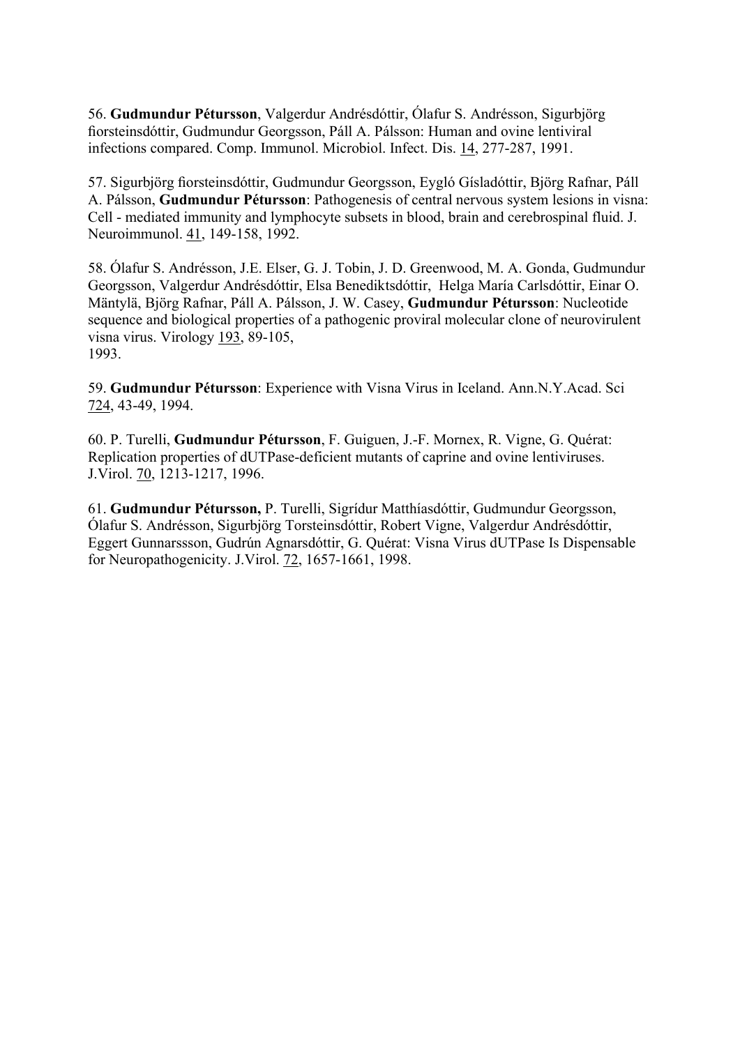56. **Gudmundur Pétursson**, Valgerdur Andrésdóttir, Ólafur S. Andrésson, Sigurbjörg fiorsteinsdóttir, Gudmundur Georgsson, Páll A. Pálsson: Human and ovine lentiviral infections compared. Comp. Immunol. Microbiol. Infect. Dis. 14, 277-287, 1991.

57. Sigurbjörg fiorsteinsdóttir, Gudmundur Georgsson, Eygló Gísladóttir, Björg Rafnar, Páll A. Pálsson, **Gudmundur Pétursson**: Pathogenesis of central nervous system lesions in visna: Cell - mediated immunity and lymphocyte subsets in blood, brain and cerebrospinal fluid. J. Neuroimmunol. 41, 149-158, 1992.

58. Ólafur S. Andrésson, J.E. Elser, G. J. Tobin, J. D. Greenwood, M. A. Gonda, Gudmundur Georgsson, Valgerdur Andrésdóttir, Elsa Benediktsdóttir, Helga María Carlsdóttir, Einar O. Mäntylä, Björg Rafnar, Páll A. Pálsson, J. W. Casey, **Gudmundur Pétursson**: Nucleotide sequence and biological properties of a pathogenic proviral molecular clone of neurovirulent visna virus. Virology 193, 89-105, 1993.

59. **Gudmundur Pétursson**: Experience with Visna Virus in Iceland. Ann.N.Y.Acad. Sci 724, 43-49, 1994.

60. P. Turelli, **Gudmundur Pétursson**, F. Guiguen, J.-F. Mornex, R. Vigne, G. Quérat: Replication properties of dUTPase-deficient mutants of caprine and ovine lentiviruses. J.Virol. 70, 1213-1217, 1996.

61. **Gudmundur Pétursson,** P. Turelli, Sigrídur Matthíasdóttir, Gudmundur Georgsson, Ólafur S. Andrésson, Sigurbjörg Torsteinsdóttir, Robert Vigne, Valgerdur Andrésdóttir, Eggert Gunnarssson, Gudrún Agnarsdóttir, G. Quérat: Visna Virus dUTPase Is Dispensable for Neuropathogenicity. J.Virol. 72, 1657-1661, 1998.